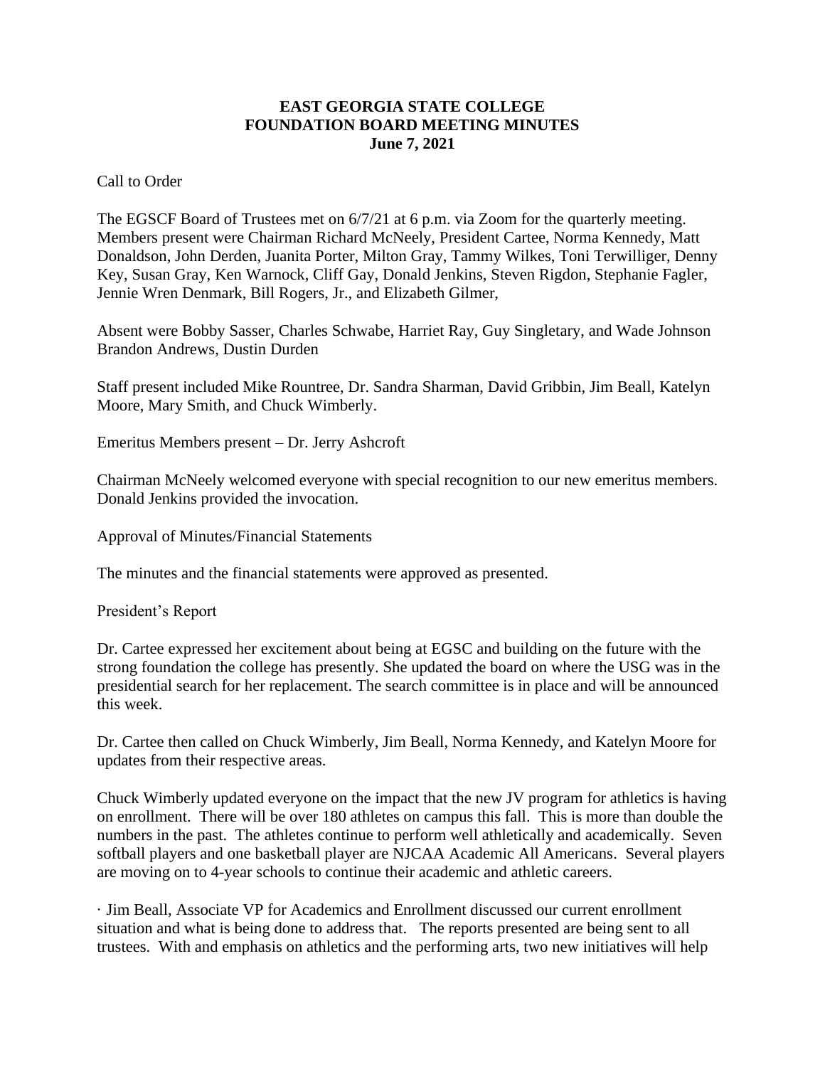# EAST GEORGIA STATE COLLEGE
# FOUNDATION BOARD MEETING MINUTES
# June 7, 2021

Call to Order

The EGSCF Board of Trustees met on 6/7/21 at 6 p.m. via Zoom for the quarterly meeting. Members present were Chairman Richard McNeely, President Cartee, Norma Kennedy, Matt Donaldson, John Derden, Juanita Porter, Milton Gray, Tammy Wilkes, Toni Terwilliger, Denny Key, Susan Gray, Ken Warnock, Cliff Gay, Donald Jenkins, Steven Rigdon, Stephanie Fagler, Jennie Wren Denmark, Bill Rogers, Jr., and Elizabeth Gilmer,

Absent were Bobby Sasser, Charles Schwabe, Harriet Ray, Guy Singletary, and Wade Johnson Brandon Andrews, Dustin Durden

Staff present included Mike Rountree, Dr. Sandra Sharman, David Gribbin, Jim Beall, Katelyn Moore, Mary Smith, and Chuck Wimberly.

Emeritus Members present – Dr. Jerry Ashcroft

Chairman McNeely welcomed everyone with special recognition to our new emeritus members. Donald Jenkins provided the invocation.

Approval of Minutes/Financial Statements

The minutes and the financial statements were approved as presented.

President's Report

Dr. Cartee expressed her excitement about being at EGSC and building on the future with the strong foundation the college has presently. She updated the board on where the USG was in the presidential search for her replacement. The search committee is in place and will be announced this week.

Dr. Cartee then called on Chuck Wimberly, Jim Beall, Norma Kennedy, and Katelyn Moore for updates from their respective areas.

Chuck Wimberly updated everyone on the impact that the new JV program for athletics is having on enrollment. There will be over 180 athletes on campus this fall. This is more than double the numbers in the past. The athletes continue to perform well athletically and academically. Seven softball players and one basketball player are NJCAA Academic All Americans. Several players are moving on to 4-year schools to continue their academic and athletic careers.

· Jim Beall, Associate VP for Academics and Enrollment discussed our current enrollment situation and what is being done to address that. The reports presented are being sent to all trustees. With and emphasis on athletics and the performing arts, two new initiatives will help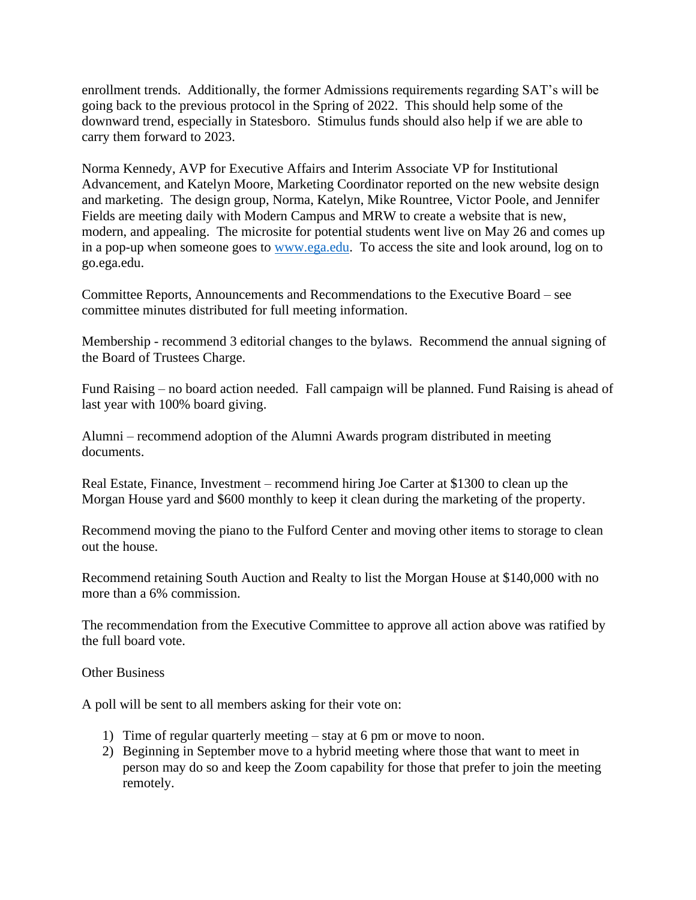enrollment trends. Additionally, the former Admissions requirements regarding SAT's will be going back to the previous protocol in the Spring of 2022. This should help some of the downward trend, especially in Statesboro. Stimulus funds should also help if we are able to carry them forward to 2023.

Norma Kennedy, AVP for Executive Affairs and Interim Associate VP for Institutional Advancement, and Katelyn Moore, Marketing Coordinator reported on the new website design and marketing. The design group, Norma, Katelyn, Mike Rountree, Victor Poole, and Jennifer Fields are meeting daily with Modern Campus and MRW to create a website that is new, modern, and appealing. The microsite for potential students went live on May 26 and comes up in a pop-up when someone goes to [www.ega.edu](http://www.ega.edu). To access the site and look around, log on to go.ega.edu.

Committee Reports, Announcements and Recommendations to the Executive Board – see committee minutes distributed for full meeting information.

Membership - recommend 3 editorial changes to the bylaws. Recommend the annual signing of the Board of Trustees Charge.

Fund Raising – no board action needed. Fall campaign will be planned. Fund Raising is ahead of last year with 100% board giving.

Alumni – recommend adoption of the Alumni Awards program distributed in meeting documents.

Real Estate, Finance, Investment – recommend hiring Joe Carter at $1300 to clean up the Morgan House yard and $600 monthly to keep it clean during the marketing of the property.

Recommend moving the piano to the Fulford Center and moving other items to storage to clean out the house.

Recommend retaining South Auction and Realty to list the Morgan House at $140,000 with no more than a 6% commission.

The recommendation from the Executive Committee to approve all action above was ratified by the full board vote.

Other Business

A poll will be sent to all members asking for their vote on:

1) Time of regular quarterly meeting – stay at 6 pm or move to noon.
2) Beginning in September move to a hybrid meeting where those that want to meet in person may do so and keep the Zoom capability for those that prefer to join the meeting remotely.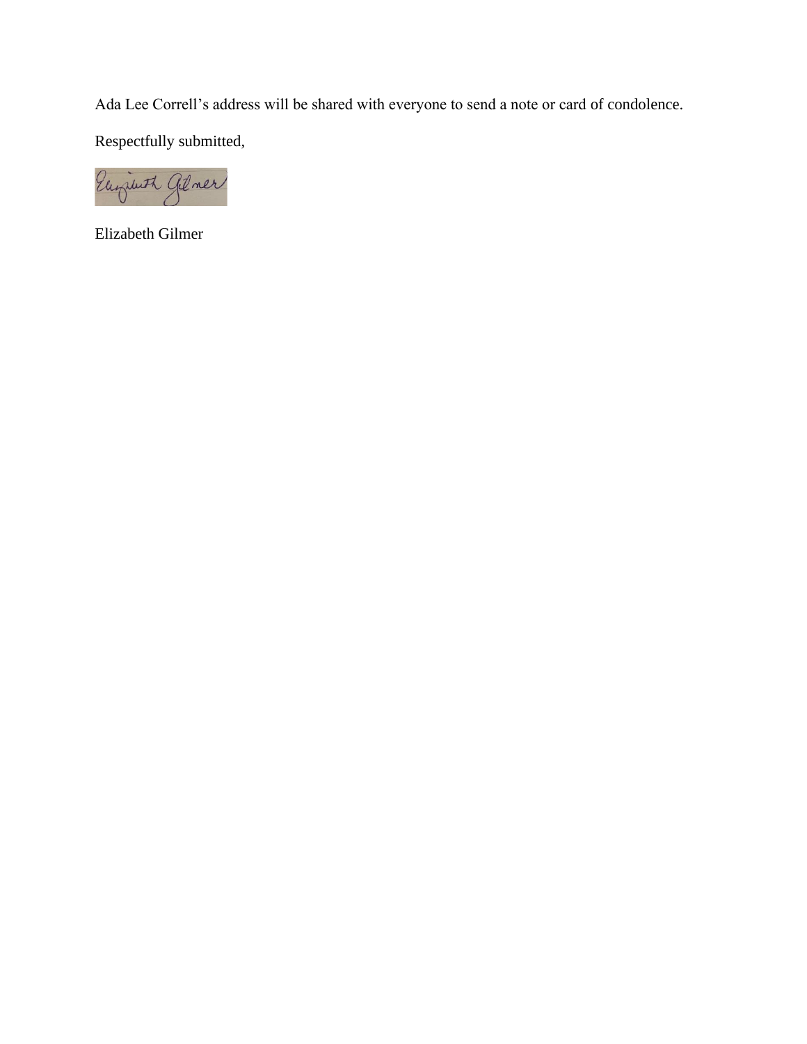Ada Lee Correll's address will be shared with everyone to send a note or card of condolence.

Respectfully submitted,

Elizabeth Gilmer